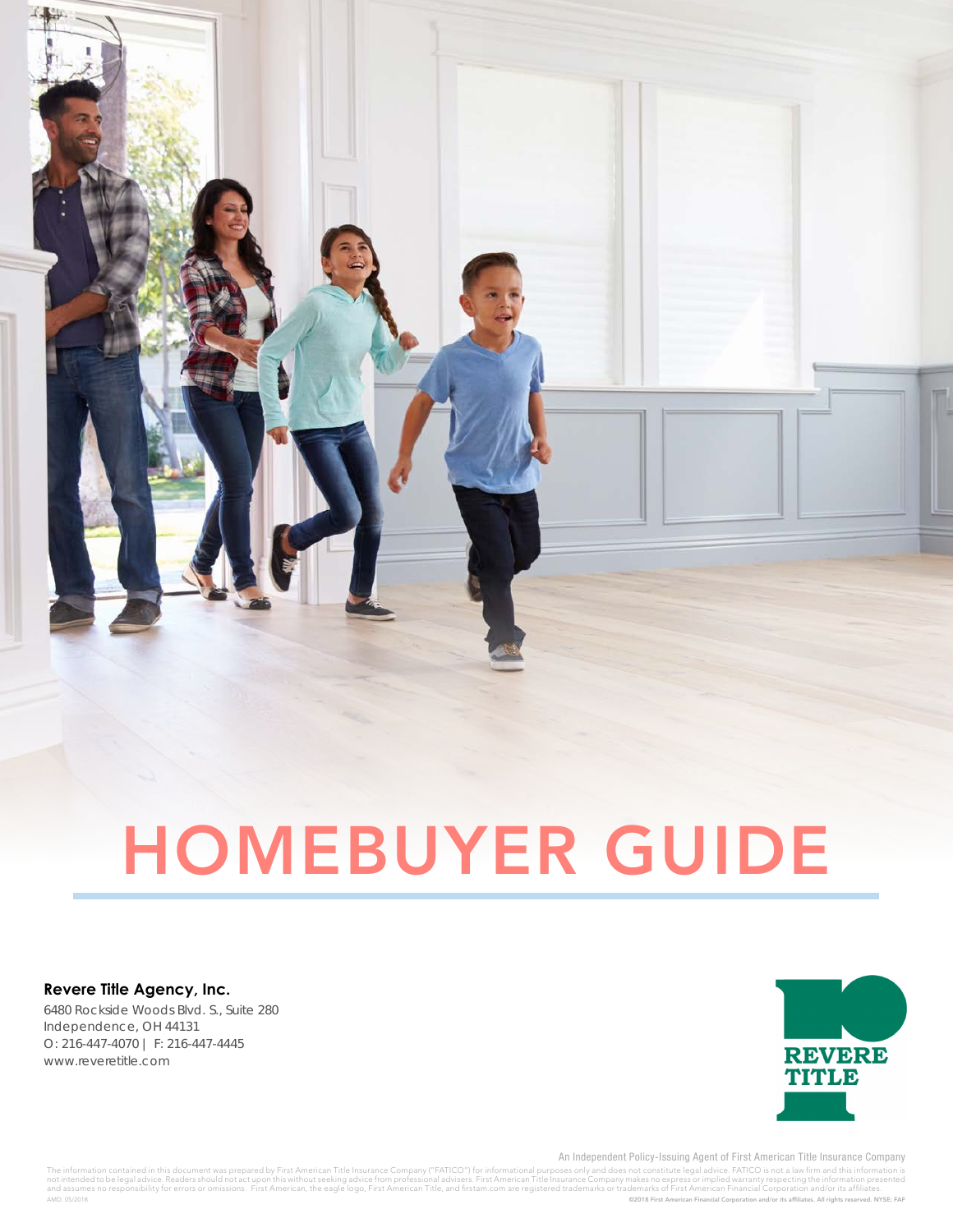# HOMEBUYER GUIDE

**Revere Title Agency, Inc.**
6480 Rockside Woods Blvd. S., Suite 280
Independence, OH 44131
O: 216-447-4070 | F: 216-447-4445
www.reveretitle.com

REVERE TITLE

An Independent Policy-Issuing Agent of First American Title Insurance Company

The information contained in this document was prepared by First American Title Insurance Company ("FATICO") for informational purposes only and does not constitute legal advice. FATICO is not a law firm and this information is not intended to be legal advice. Readers should not act upon this without seeking advice from professional advisers. First American Title Insurance Company makes no express or implied warranty respecting the information presented and assumes no responsibility for errors or omissions. First American, the eagle logo, First American Title, and firstam.com are registered trademarks or trademarks of First American Financial Corporation and/or its affiliates.

AMD: 05/2018

©2018 First American Financial Corporation and/or its affiliates. All rights reserved. NYSE: FAF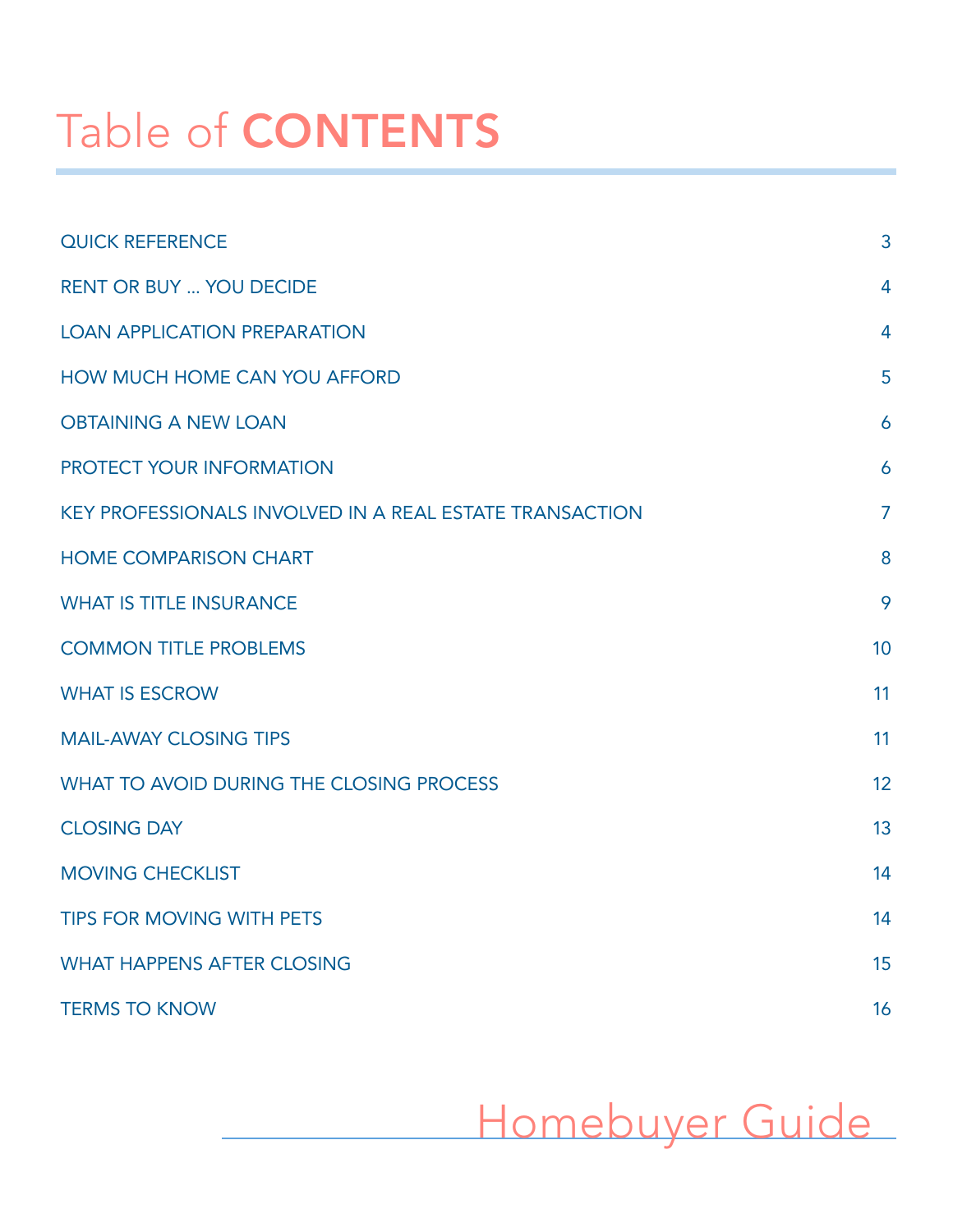# Table of CONTENTS

| | |
|---|---|
| QUICK REFERENCE | 3 |
| RENT OR BUY … YOU DECIDE | 4 |
| LOAN APPLICATION PREPARATION | 4 |
| HOW MUCH HOME CAN YOU AFFORD | 5 |
| OBTAINING A NEW LOAN | 6 |
| PROTECT YOUR INFORMATION | 6 |
| KEY PROFESSIONALS INVOLVED IN A REAL ESTATE TRANSACTION | 7 |
| HOME COMPARISON CHART | 8 |
| WHAT IS TITLE INSURANCE | 9 |
| COMMON TITLE PROBLEMS | 10 |
| WHAT IS ESCROW | 11 |
| MAIL-AWAY CLOSING TIPS | 11 |
| WHAT TO AVOID DURING THE CLOSING PROCESS | 12 |
| CLOSING DAY | 13 |
| MOVING CHECKLIST | 14 |
| TIPS FOR MOVING WITH PETS | 14 |
| WHAT HAPPENS AFTER CLOSING | 15 |
| TERMS TO KNOW | 16 |

Homebuyer Guide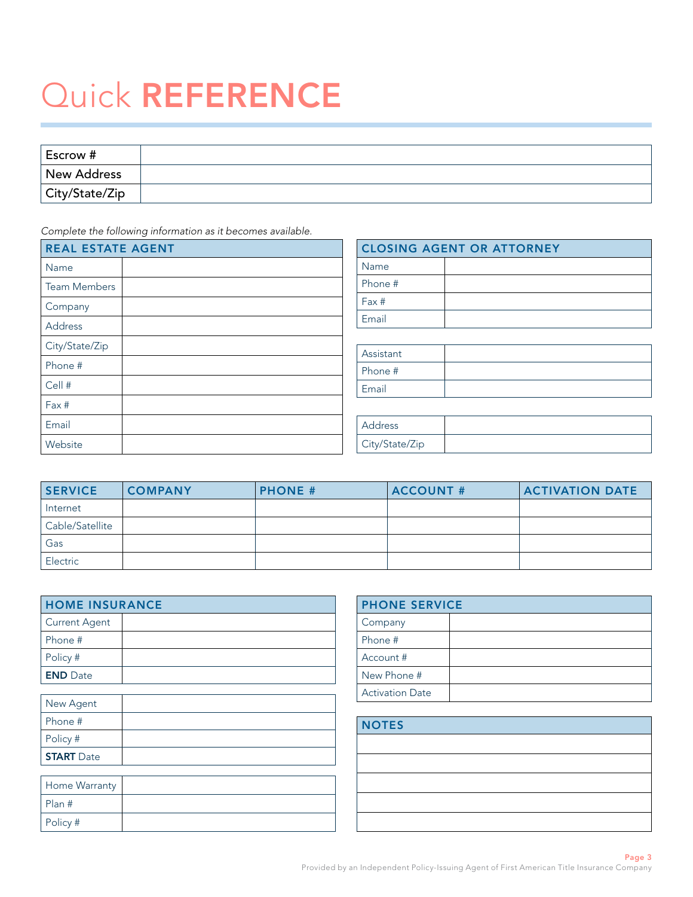# Quick **REFERENCE**

| Escrow # | |
|---|---|
| New Address | |
| City/State/Zip | |

*Complete the following information as it becomes available.*

| REAL ESTATE AGENT | |
|---|---|
| Name | |
| Team Members | |
| Company | |
| Address | |
| City/State/Zip | |
| Phone # | |
| Cell # | |
| Fax # | |
| Email | |
| Website | |

| CLOSING AGENT OR ATTORNEY | |
|---|---|
| Name | |
| Phone # | |
| Fax # | |
| Email | |

| Assistant | |
|---|---|
| Phone # | |
| Email | |

| Address | |
|---|---|
| City/State/Zip | |

| SERVICE | COMPANY | PHONE # | ACCOUNT # | ACTIVATION DATE |
|---|---|---|---|---|
| Internet | | | | |
| Cable/Satellite | | | | |
| Gas | | | | |
| Electric | | | | |

| HOME INSURANCE | |
|---|---|
| Current Agent | |
| Phone # | |
| Policy # | |
| **END** Date | |

| New Agent | |
|---|---|
| Phone # | |
| Policy # | |
| **START** Date | |

| Home Warranty | |
|---|---|
| Plan # | |
| Policy # | |

| PHONE SERVICE | |
|---|---|
| Company | |
| Phone # | |
| Account # | |
| New Phone # | |
| Activation Date | |

| NOTES |
|---|
| |
| |
| |
| |
| |

Provided by an Independent Policy-Issuing Agent of First American Title Insurance Company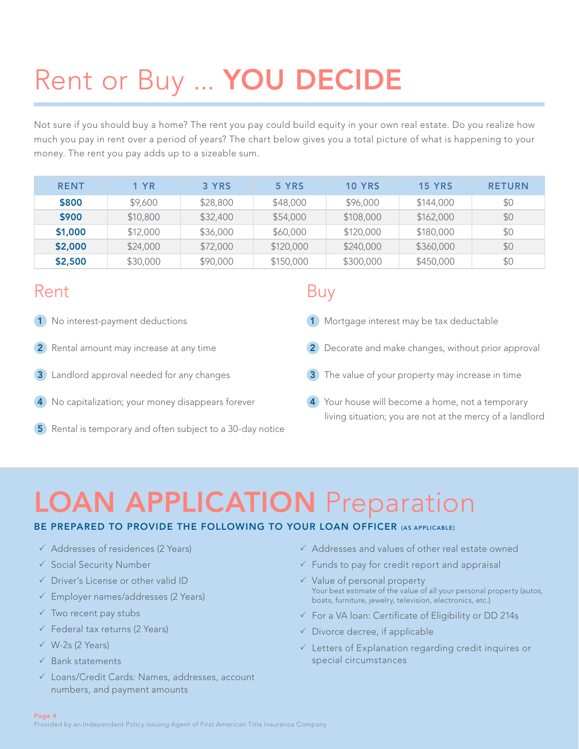# Rent or Buy ... YOU DECIDE

Not sure if you should buy a home? The rent you pay could build equity in your own real estate. Do you realize how much you pay in rent over a period of years? The chart below gives you a total picture of what is happening to your money. The rent you pay adds up to a sizeable sum.

| RENT | 1 YR | 3 YRS | 5 YRS | 10 YRS | 15 YRS | RETURN |
|---|---|---|---|---|---|---|
| **$800** | $9,600 | $28,800 | $48,000 | $96,000 | $144,000 | $0 |
| **$900** | $10,800 | $32,400 | $54,000 | $108,000 | $162,000 | $0 |
| **$1,000** | $12,000 | $36,000 | $60,000 | $120,000 | $180,000 | $0 |
| **$2,000** | $24,000 | $72,000 | $120,000 | $240,000 | $360,000 | $0 |
| **$2,500** | $30,000 | $90,000 | $150,000 | $300,000 | $450,000 | $0 |

## Rent

1. No interest-payment deductions
2. Rental amount may increase at any time
3. Landlord approval needed for any changes
4. No capitalization; your money disappears forever
5. Rental is temporary and often subject to a 30-day notice

## Buy

1. Mortgage interest may be tax deductable
2. Decorate and make changes, without prior approval
3. The value of your property may increase in time
4. Your house will become a home, not a temporary living situation; you are not at the mercy of a landlord

# LOAN APPLICATION Preparation

**BE PREPARED TO PROVIDE THE FOLLOWING TO YOUR LOAN OFFICER (AS APPLICABLE)**

- ✓ Addresses of residences (2 Years)
- ✓ Social Security Number
- ✓ Driver's License or other valid ID
- ✓ Employer names/addresses (2 Years)
- ✓ Two recent pay stubs
- ✓ Federal tax returns (2 Years)
- ✓ W-2s (2 Years)
- ✓ Bank statements
- ✓ Loans/Credit Cards: Names, addresses, account numbers, and payment amounts
- ✓ Addresses and values of other real estate owned
- ✓ Funds to pay for credit report and appraisal
- ✓ Value of personal property
  Your best estimate of the value of all your personal property (autos, boats, furniture, jewelry, television, electronics, etc.)
- ✓ For a VA loan: Certificate of Eligibility or DD 214s
- ✓ Divorce decree, if applicable
- ✓ Letters of Explanation regarding credit inquires or special circumstances

Provided by an Independent Policy-Issuing Agent of First American Title Insurance Company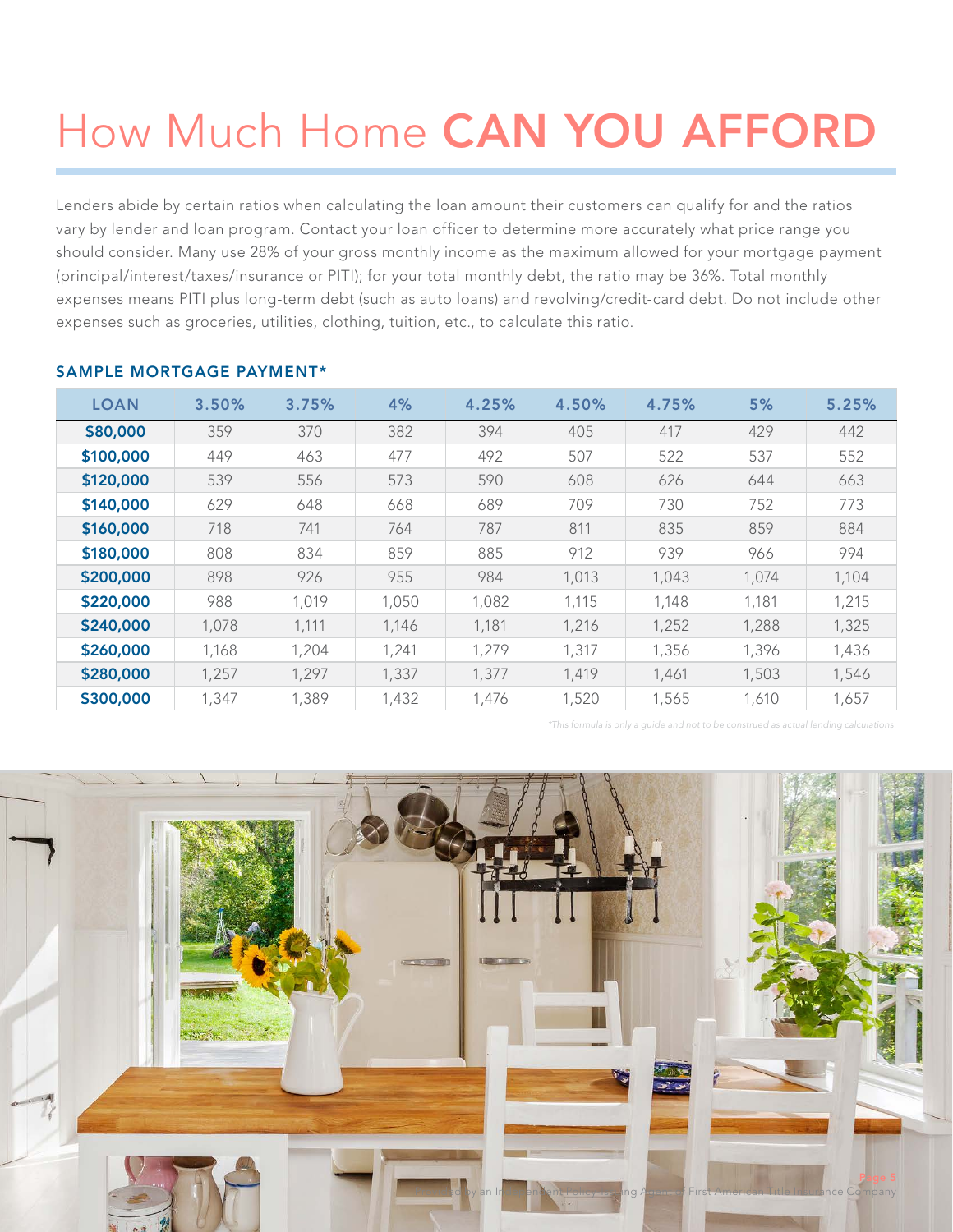# How Much Home CAN YOU AFFORD

Lenders abide by certain ratios when calculating the loan amount their customers can qualify for and the ratios vary by lender and loan program. Contact your loan officer to determine more accurately what price range you should consider. Many use 28% of your gross monthly income as the maximum allowed for your mortgage payment (principal/interest/taxes/insurance or PITI); for your total monthly debt, the ratio may be 36%. Total monthly expenses means PITI plus long-term debt (such as auto loans) and revolving/credit-card debt. Do not include other expenses such as groceries, utilities, clothing, tuition, etc., to calculate this ratio.

## SAMPLE MORTGAGE PAYMENT*

| LOAN | 3.50% | 3.75% | 4% | 4.25% | 4.50% | 4.75% | 5% | 5.25% |
|---|---|---|---|---|---|---|---|---|
| $80,000 | 359 | 370 | 382 | 394 | 405 | 417 | 429 | 442 |
| $100,000 | 449 | 463 | 477 | 492 | 507 | 522 | 537 | 552 |
| $120,000 | 539 | 556 | 573 | 590 | 608 | 626 | 644 | 663 |
| $140,000 | 629 | 648 | 668 | 689 | 709 | 730 | 752 | 773 |
| $160,000 | 718 | 741 | 764 | 787 | 811 | 835 | 859 | 884 |
| $180,000 | 808 | 834 | 859 | 885 | 912 | 939 | 966 | 994 |
| $200,000 | 898 | 926 | 955 | 984 | 1,013 | 1,043 | 1,074 | 1,104 |
| $220,000 | 988 | 1,019 | 1,050 | 1,082 | 1,115 | 1,148 | 1,181 | 1,215 |
| $240,000 | 1,078 | 1,111 | 1,146 | 1,181 | 1,216 | 1,252 | 1,288 | 1,325 |
| $260,000 | 1,168 | 1,204 | 1,241 | 1,279 | 1,317 | 1,356 | 1,396 | 1,436 |
| $280,000 | 1,257 | 1,297 | 1,337 | 1,377 | 1,419 | 1,461 | 1,503 | 1,546 |
| $300,000 | 1,347 | 1,389 | 1,432 | 1,476 | 1,520 | 1,565 | 1,610 | 1,657 |

*This formula is only a guide and not to be construed as actual lending calculations.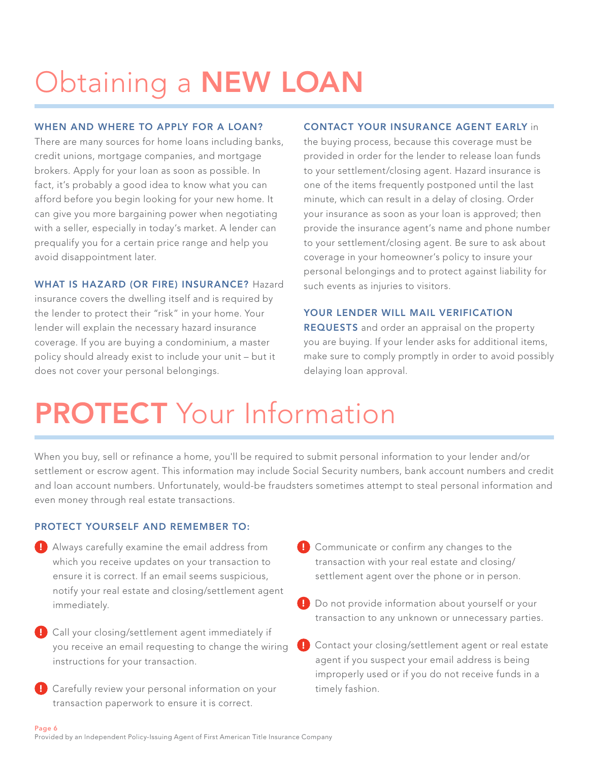# Obtaining a **NEW LOAN**

**WHEN AND WHERE TO APPLY FOR A LOAN?**
There are many sources for home loans including banks, credit unions, mortgage companies, and mortgage brokers. Apply for your loan as soon as possible. In fact, it's probably a good idea to know what you can afford before you begin looking for your new home. It can give you more bargaining power when negotiating with a seller, especially in today's market. A lender can prequalify you for a certain price range and help you avoid disappointment later.

**WHAT IS HAZARD (OR FIRE) INSURANCE?** Hazard insurance covers the dwelling itself and is required by the lender to protect their "risk" in your home. Your lender will explain the necessary hazard insurance coverage. If you are buying a condominium, a master policy should already exist to include your unit – but it does not cover your personal belongings.

**CONTACT YOUR INSURANCE AGENT EARLY** in the buying process, because this coverage must be provided in order for the lender to release loan funds to your settlement/closing agent. Hazard insurance is one of the items frequently postponed until the last minute, which can result in a delay of closing. Order your insurance as soon as your loan is approved; then provide the insurance agent's name and phone number to your settlement/closing agent. Be sure to ask about coverage in your homeowner's policy to insure your personal belongings and to protect against liability for such events as injuries to visitors.

**YOUR LENDER WILL MAIL VERIFICATION REQUESTS** and order an appraisal on the property you are buying. If your lender asks for additional items, make sure to comply promptly in order to avoid possibly delaying loan approval.

# **PROTECT** Your Information

When you buy, sell or refinance a home, you'll be required to submit personal information to your lender and/or settlement or escrow agent. This information may include Social Security numbers, bank account numbers and credit and loan account numbers. Unfortunately, would-be fraudsters sometimes attempt to steal personal information and even money through real estate transactions.

**PROTECT YOURSELF AND REMEMBER TO:**

- Always carefully examine the email address from which you receive updates on your transaction to ensure it is correct. If an email seems suspicious, notify your real estate and closing/settlement agent immediately.
- Call your closing/settlement agent immediately if you receive an email requesting to change the wiring instructions for your transaction.
- Carefully review your personal information on your transaction paperwork to ensure it is correct.
- Communicate or confirm any changes to the transaction with your real estate and closing/settlement agent over the phone or in person.
- Do not provide information about yourself or your transaction to any unknown or unnecessary parties.
- Contact your closing/settlement agent or real estate agent if you suspect your email address is being improperly used or if you do not receive funds in a timely fashion.

Provided by an Independent Policy-Issuing Agent of First American Title Insurance Company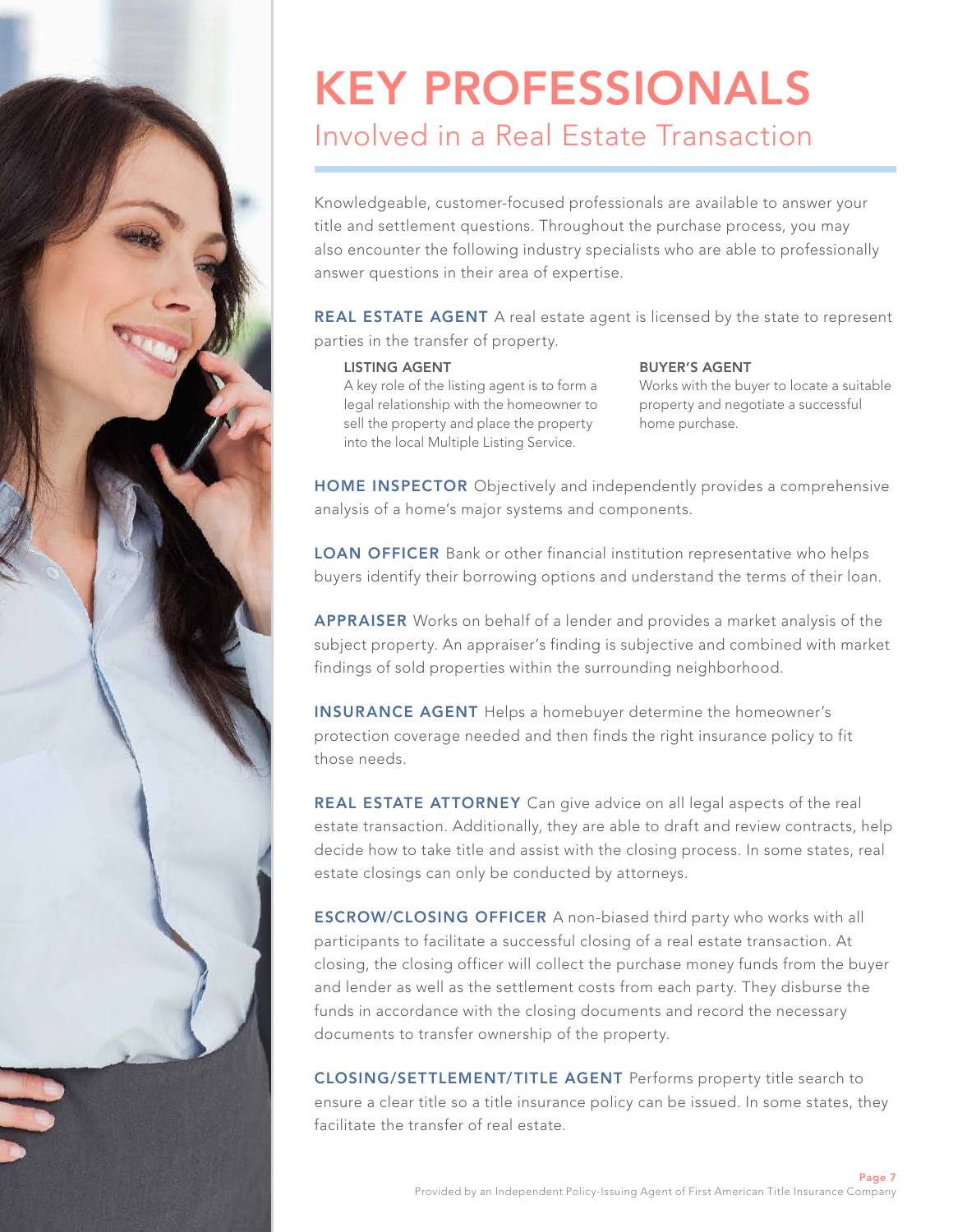# KEY PROFESSIONALS

## Involved in a Real Estate Transaction

Knowledgeable, customer-focused professionals are available to answer your title and settlement questions. Throughout the purchase process, you may also encounter the following industry specialists who are able to professionally answer questions in their area of expertise.

**REAL ESTATE AGENT** A real estate agent is licensed by the state to represent parties in the transfer of property.

**LISTING AGENT**
A key role of the listing agent is to form a legal relationship with the homeowner to sell the property and place the property into the local Multiple Listing Service.

**BUYER'S AGENT**
Works with the buyer to locate a suitable property and negotiate a successful home purchase.

**HOME INSPECTOR** Objectively and independently provides a comprehensive analysis of a home's major systems and components.

**LOAN OFFICER** Bank or other financial institution representative who helps buyers identify their borrowing options and understand the terms of their loan.

**APPRAISER** Works on behalf of a lender and provides a market analysis of the subject property. An appraiser's finding is subjective and combined with market findings of sold properties within the surrounding neighborhood.

**INSURANCE AGENT** Helps a homebuyer determine the homeowner's protection coverage needed and then finds the right insurance policy to fit those needs.

**REAL ESTATE ATTORNEY** Can give advice on all legal aspects of the real estate transaction. Additionally, they are able to draft and review contracts, help decide how to take title and assist with the closing process. In some states, real estate closings can only be conducted by attorneys.

**ESCROW/CLOSING OFFICER** A non-biased third party who works with all participants to facilitate a successful closing of a real estate transaction. At closing, the closing officer will collect the purchase money funds from the buyer and lender as well as the settlement costs from each party. They disburse the funds in accordance with the closing documents and record the necessary documents to transfer ownership of the property.

**CLOSING/SETTLEMENT/TITLE AGENT** Performs property title search to ensure a clear title so a title insurance policy can be issued. In some states, they facilitate the transfer of real estate.

Provided by an Independent Policy-Issuing Agent of First American Title Insurance Company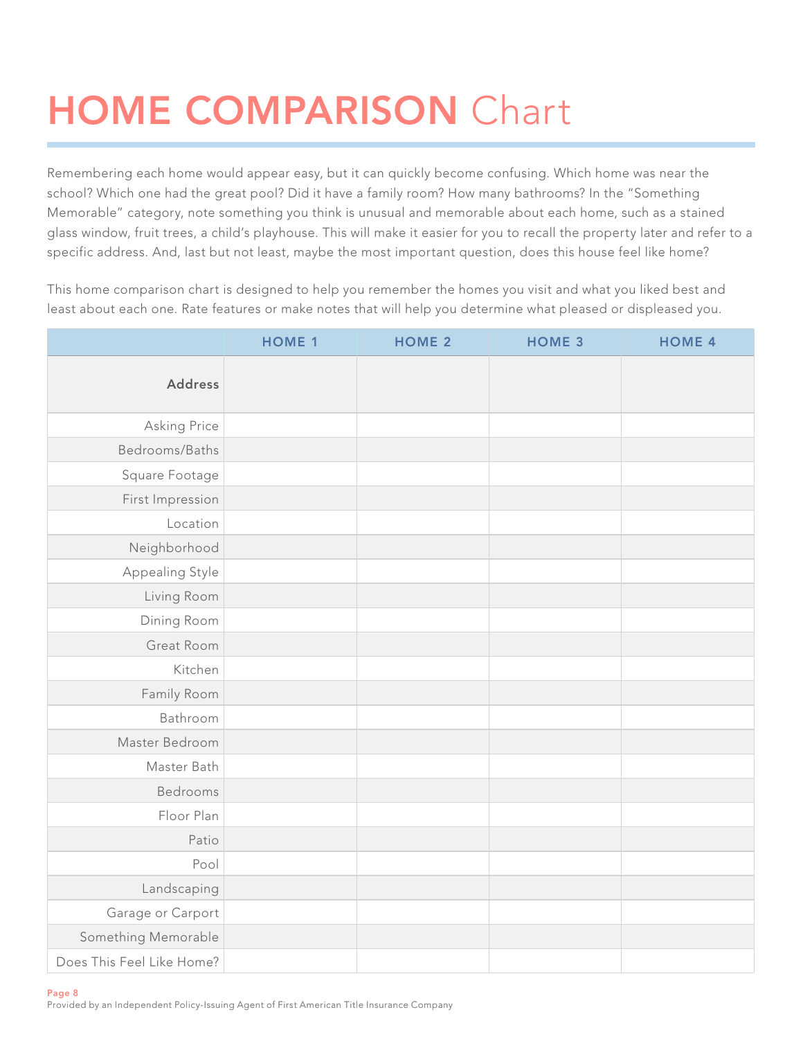# HOME COMPARISON Chart

Remembering each home would appear easy, but it can quickly become confusing. Which home was near the school? Which one had the great pool? Did it have a family room? How many bathrooms? In the "Something Memorable" category, note something you think is unusual and memorable about each home, such as a stained glass window, fruit trees, a child's playhouse. This will make it easier for you to recall the property later and refer to a specific address. And, last but not least, maybe the most important question, does this house feel like home?

This home comparison chart is designed to help you remember the homes you visit and what you liked best and least about each one. Rate features or make notes that will help you determine what pleased or displeased you.

| | HOME 1 | HOME 2 | HOME 3 | HOME 4 |
|---|---|---|---|---|
| **Address** | | | | |
| Asking Price | | | | |
| Bedrooms/Baths | | | | |
| Square Footage | | | | |
| First Impression | | | | |
| Location | | | | |
| Neighborhood | | | | |
| Appealing Style | | | | |
| Living Room | | | | |
| Dining Room | | | | |
| Great Room | | | | |
| Kitchen | | | | |
| Family Room | | | | |
| Bathroom | | | | |
| Master Bedroom | | | | |
| Master Bath | | | | |
| Bedrooms | | | | |
| Floor Plan | | | | |
| Patio | | | | |
| Pool | | | | |
| Landscaping | | | | |
| Garage or Carport | | | | |
| Something Memorable | | | | |
| Does This Feel Like Home? | | | | |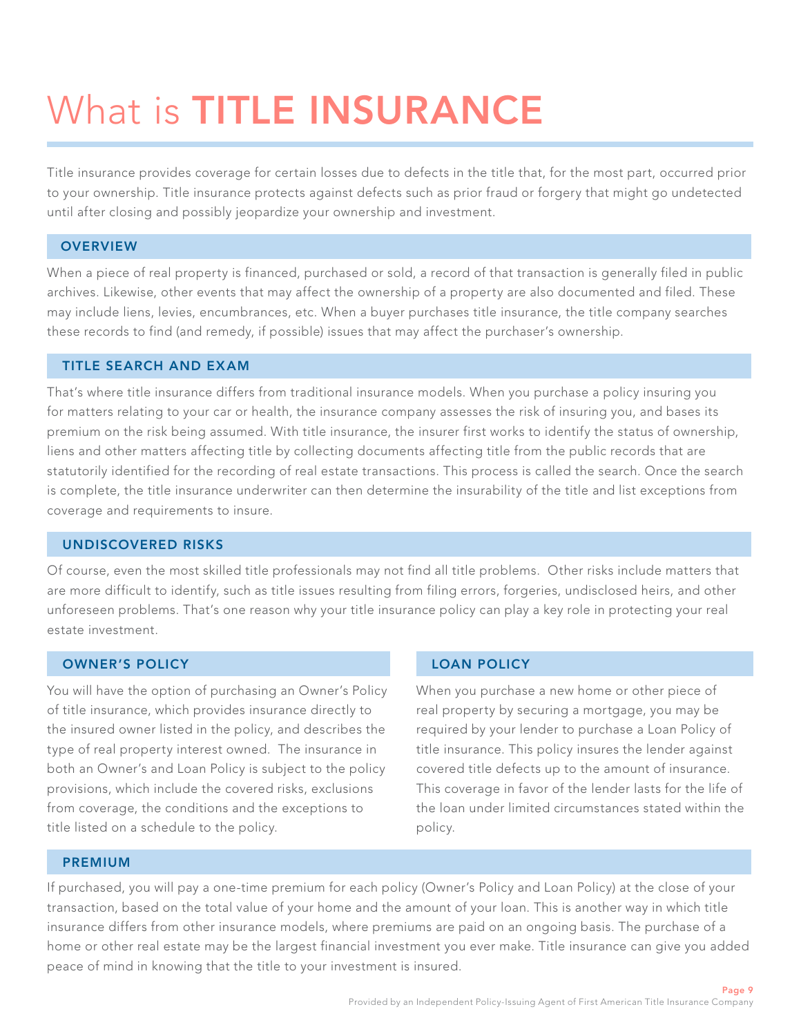# What is **TITLE INSURANCE**

Title insurance provides coverage for certain losses due to defects in the title that, for the most part, occurred prior to your ownership. Title insurance protects against defects such as prior fraud or forgery that might go undetected until after closing and possibly jeopardize your ownership and investment.

## OVERVIEW

When a piece of real property is financed, purchased or sold, a record of that transaction is generally filed in public archives. Likewise, other events that may affect the ownership of a property are also documented and filed. These may include liens, levies, encumbrances, etc. When a buyer purchases title insurance, the title company searches these records to find (and remedy, if possible) issues that may affect the purchaser's ownership.

## TITLE SEARCH AND EXAM

That's where title insurance differs from traditional insurance models. When you purchase a policy insuring you for matters relating to your car or health, the insurance company assesses the risk of insuring you, and bases its premium on the risk being assumed. With title insurance, the insurer first works to identify the status of ownership, liens and other matters affecting title by collecting documents affecting title from the public records that are statutorily identified for the recording of real estate transactions. This process is called the search. Once the search is complete, the title insurance underwriter can then determine the insurability of the title and list exceptions from coverage and requirements to insure.

## UNDISCOVERED RISKS

Of course, even the most skilled title professionals may not find all title problems. Other risks include matters that are more difficult to identify, such as title issues resulting from filing errors, forgeries, undisclosed heirs, and other unforeseen problems. That's one reason why your title insurance policy can play a key role in protecting your real estate investment.

## OWNER'S POLICY

You will have the option of purchasing an Owner's Policy of title insurance, which provides insurance directly to the insured owner listed in the policy, and describes the type of real property interest owned. The insurance in both an Owner's and Loan Policy is subject to the policy provisions, which include the covered risks, exclusions from coverage, the conditions and the exceptions to title listed on a schedule to the policy.

## LOAN POLICY

When you purchase a new home or other piece of real property by securing a mortgage, you may be required by your lender to purchase a Loan Policy of title insurance. This policy insures the lender against covered title defects up to the amount of insurance. This coverage in favor of the lender lasts for the life of the loan under limited circumstances stated within the policy.

## PREMIUM

If purchased, you will pay a one-time premium for each policy (Owner's Policy and Loan Policy) at the close of your transaction, based on the total value of your home and the amount of your loan. This is another way in which title insurance differs from other insurance models, where premiums are paid on an ongoing basis. The purchase of a home or other real estate may be the largest financial investment you ever make. Title insurance can give you added peace of mind in knowing that the title to your investment is insured.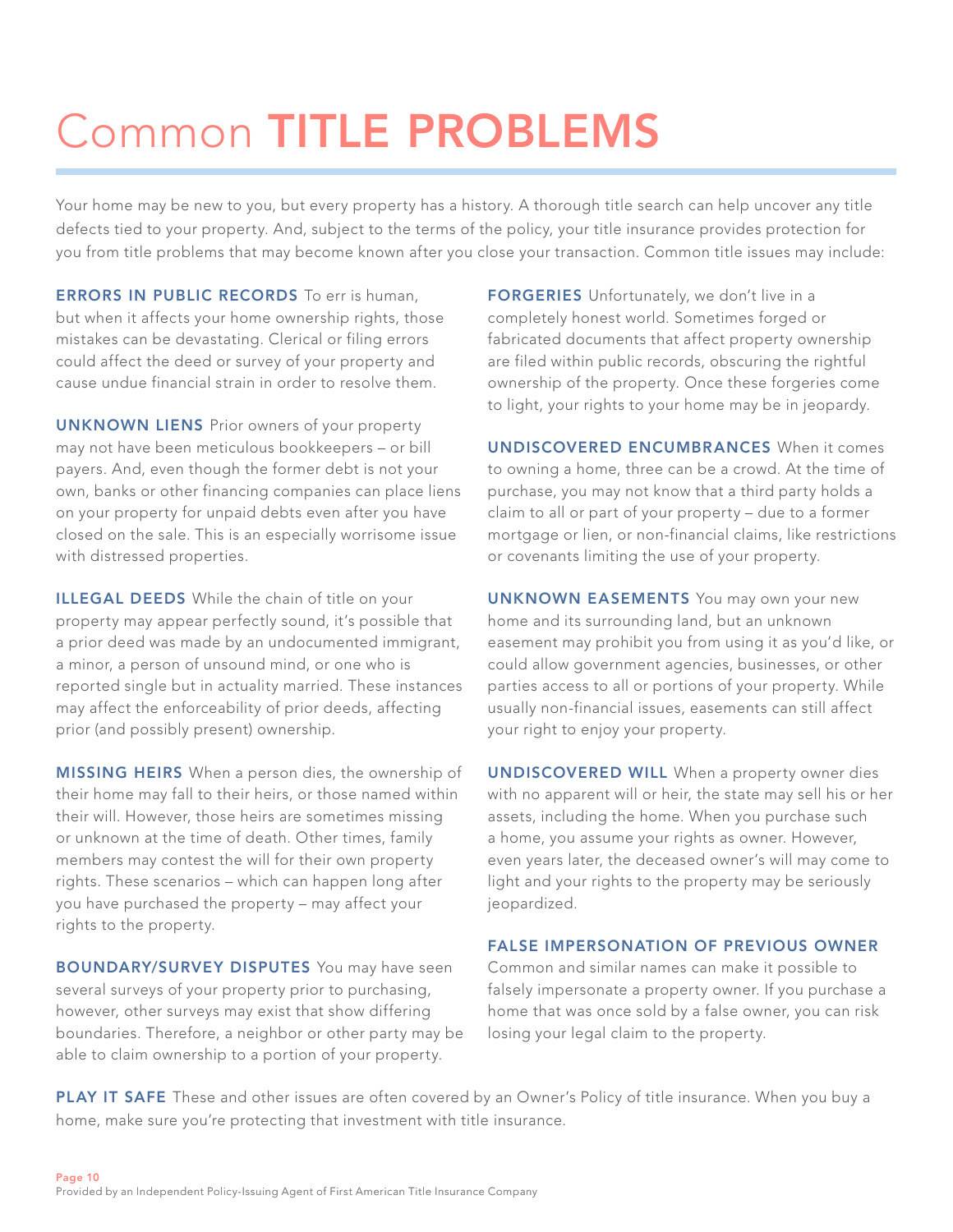# Common TITLE PROBLEMS

Your home may be new to you, but every property has a history. A thorough title search can help uncover any title defects tied to your property. And, subject to the terms of the policy, your title insurance provides protection for you from title problems that may become known after you close your transaction. Common title issues may include:

**ERRORS IN PUBLIC RECORDS** To err is human, but when it affects your home ownership rights, those mistakes can be devastating. Clerical or filing errors could affect the deed or survey of your property and cause undue financial strain in order to resolve them.

**UNKNOWN LIENS** Prior owners of your property may not have been meticulous bookkeepers – or bill payers. And, even though the former debt is not your own, banks or other financing companies can place liens on your property for unpaid debts even after you have closed on the sale. This is an especially worrisome issue with distressed properties.

**ILLEGAL DEEDS** While the chain of title on your property may appear perfectly sound, it's possible that a prior deed was made by an undocumented immigrant, a minor, a person of unsound mind, or one who is reported single but in actuality married. These instances may affect the enforceability of prior deeds, affecting prior (and possibly present) ownership.

**MISSING HEIRS** When a person dies, the ownership of their home may fall to their heirs, or those named within their will. However, those heirs are sometimes missing or unknown at the time of death. Other times, family members may contest the will for their own property rights. These scenarios – which can happen long after you have purchased the property – may affect your rights to the property.

**BOUNDARY/SURVEY DISPUTES** You may have seen several surveys of your property prior to purchasing, however, other surveys may exist that show differing boundaries. Therefore, a neighbor or other party may be able to claim ownership to a portion of your property.

**FORGERIES** Unfortunately, we don't live in a completely honest world. Sometimes forged or fabricated documents that affect property ownership are filed within public records, obscuring the rightful ownership of the property. Once these forgeries come to light, your rights to your home may be in jeopardy.

**UNDISCOVERED ENCUMBRANCES** When it comes to owning a home, three can be a crowd. At the time of purchase, you may not know that a third party holds a claim to all or part of your property – due to a former mortgage or lien, or non-financial claims, like restrictions or covenants limiting the use of your property.

**UNKNOWN EASEMENTS** You may own your new home and its surrounding land, but an unknown easement may prohibit you from using it as you'd like, or could allow government agencies, businesses, or other parties access to all or portions of your property. While usually non-financial issues, easements can still affect your right to enjoy your property.

**UNDISCOVERED WILL** When a property owner dies with no apparent will or heir, the state may sell his or her assets, including the home. When you purchase such a home, you assume your rights as owner. However, even years later, the deceased owner's will may come to light and your rights to the property may be seriously jeopardized.

**FALSE IMPERSONATION OF PREVIOUS OWNER**
Common and similar names can make it possible to falsely impersonate a property owner. If you purchase a home that was once sold by a false owner, you can risk losing your legal claim to the property.

**PLAY IT SAFE** These and other issues are often covered by an Owner's Policy of title insurance. When you buy a home, make sure you're protecting that investment with title insurance.

Provided by an Independent Policy-Issuing Agent of First American Title Insurance Company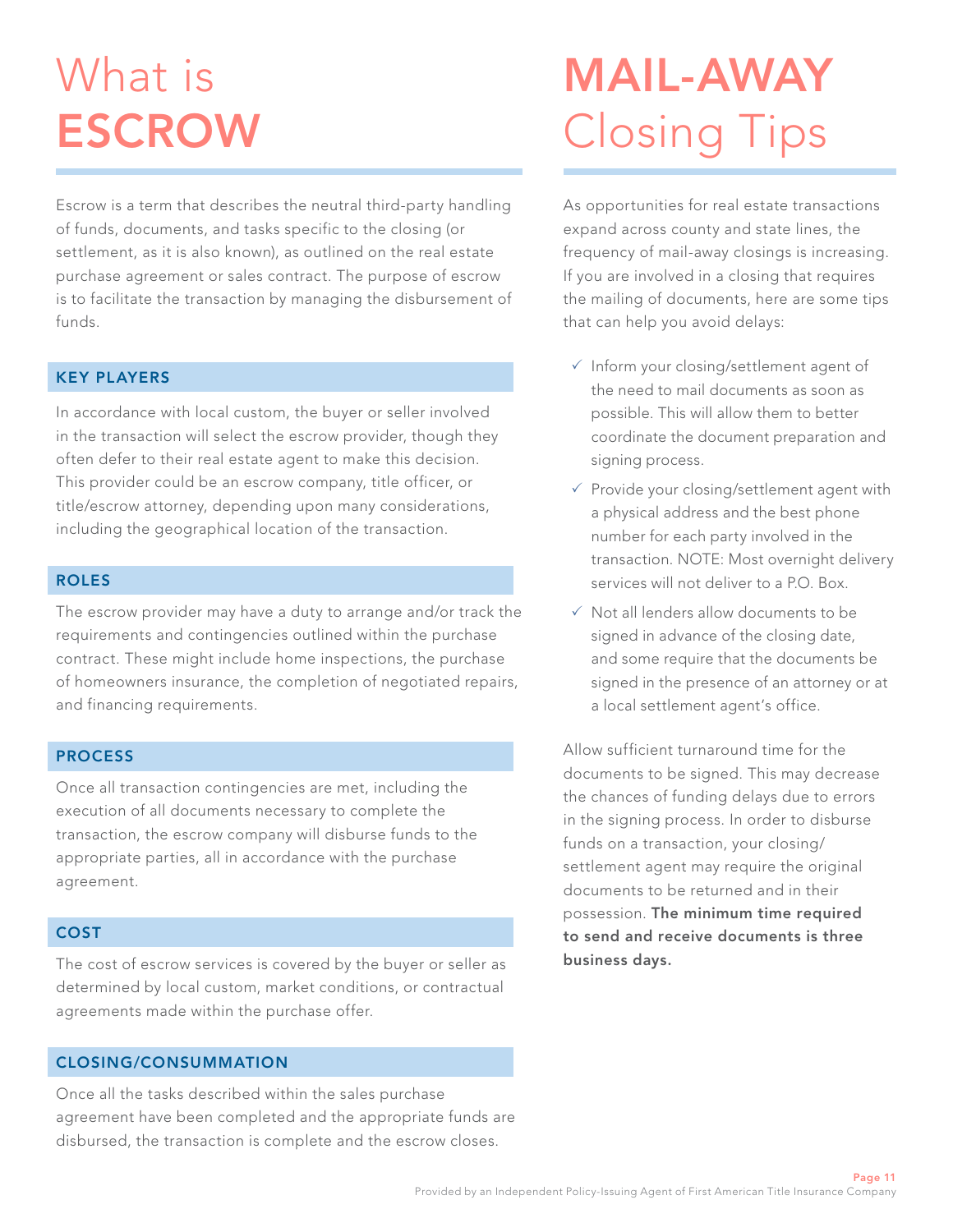# What is **ESCROW**

Escrow is a term that describes the neutral third-party handling of funds, documents, and tasks specific to the closing (or settlement, as it is also known), as outlined on the real estate purchase agreement or sales contract. The purpose of escrow is to facilitate the transaction by managing the disbursement of funds.

### KEY PLAYERS

In accordance with local custom, the buyer or seller involved in the transaction will select the escrow provider, though they often defer to their real estate agent to make this decision. This provider could be an escrow company, title officer, or title/escrow attorney, depending upon many considerations, including the geographical location of the transaction.

### ROLES

The escrow provider may have a duty to arrange and/or track the requirements and contingencies outlined within the purchase contract. These might include home inspections, the purchase of homeowners insurance, the completion of negotiated repairs, and financing requirements.

### PROCESS

Once all transaction contingencies are met, including the execution of all documents necessary to complete the transaction, the escrow company will disburse funds to the appropriate parties, all in accordance with the purchase agreement.

### COST

The cost of escrow services is covered by the buyer or seller as determined by local custom, market conditions, or contractual agreements made within the purchase offer.

### CLOSING/CONSUMMATION

Once all the tasks described within the sales purchase agreement have been completed and the appropriate funds are disbursed, the transaction is complete and the escrow closes.

# **MAIL-AWAY** Closing Tips

As opportunities for real estate transactions expand across county and state lines, the frequency of mail-away closings is increasing. If you are involved in a closing that requires the mailing of documents, here are some tips that can help you avoid delays:

- ✓ Inform your closing/settlement agent of the need to mail documents as soon as possible. This will allow them to better coordinate the document preparation and signing process.
- ✓ Provide your closing/settlement agent with a physical address and the best phone number for each party involved in the transaction. NOTE: Most overnight delivery services will not deliver to a P.O. Box.
- ✓ Not all lenders allow documents to be signed in advance of the closing date, and some require that the documents be signed in the presence of an attorney or at a local settlement agent's office.

Allow sufficient turnaround time for the documents to be signed. This may decrease the chances of funding delays due to errors in the signing process. In order to disburse funds on a transaction, your closing/settlement agent may require the original documents to be returned and in their possession. **The minimum time required to send and receive documents is three business days.**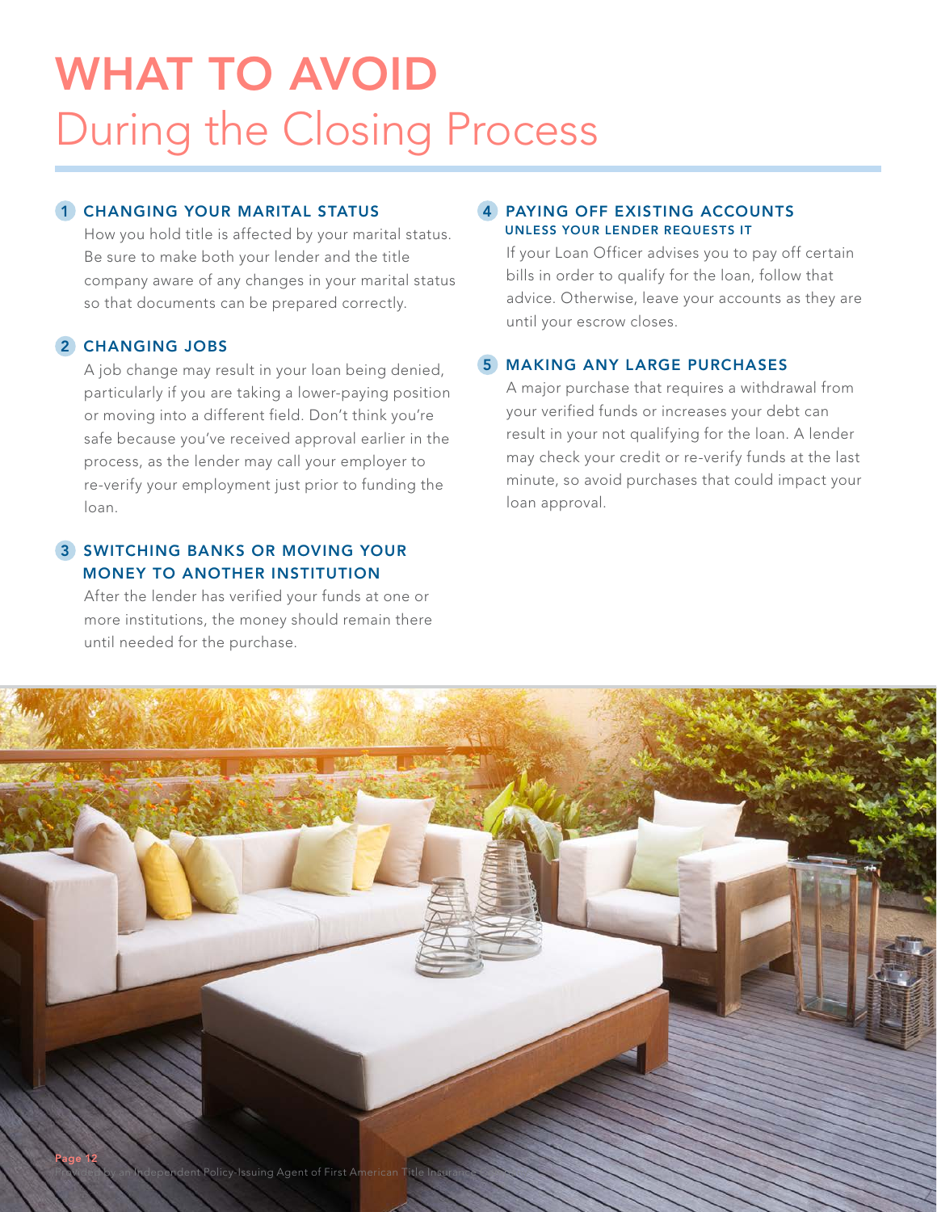# WHAT TO AVOID
## During the Closing Process

### 1 CHANGING YOUR MARITAL STATUS

How you hold title is affected by your marital status. Be sure to make both your lender and the title company aware of any changes in your marital status so that documents can be prepared correctly.

### 2 CHANGING JOBS

A job change may result in your loan being denied, particularly if you are taking a lower-paying position or moving into a different field. Don't think you're safe because you've received approval earlier in the process, as the lender may call your employer to re-verify your employment just prior to funding the loan.

### 3 SWITCHING BANKS OR MOVING YOUR MONEY TO ANOTHER INSTITUTION

After the lender has verified your funds at one or more institutions, the money should remain there until needed for the purchase.

### 4 PAYING OFF EXISTING ACCOUNTS UNLESS YOUR LENDER REQUESTS IT

If your Loan Officer advises you to pay off certain bills in order to qualify for the loan, follow that advice. Otherwise, leave your accounts as they are until your escrow closes.

### 5 MAKING ANY LARGE PURCHASES

A major purchase that requires a withdrawal from your verified funds or increases your debt can result in your not qualifying for the loan. A lender may check your credit or re-verify funds at the last minute, so avoid purchases that could impact your loan approval.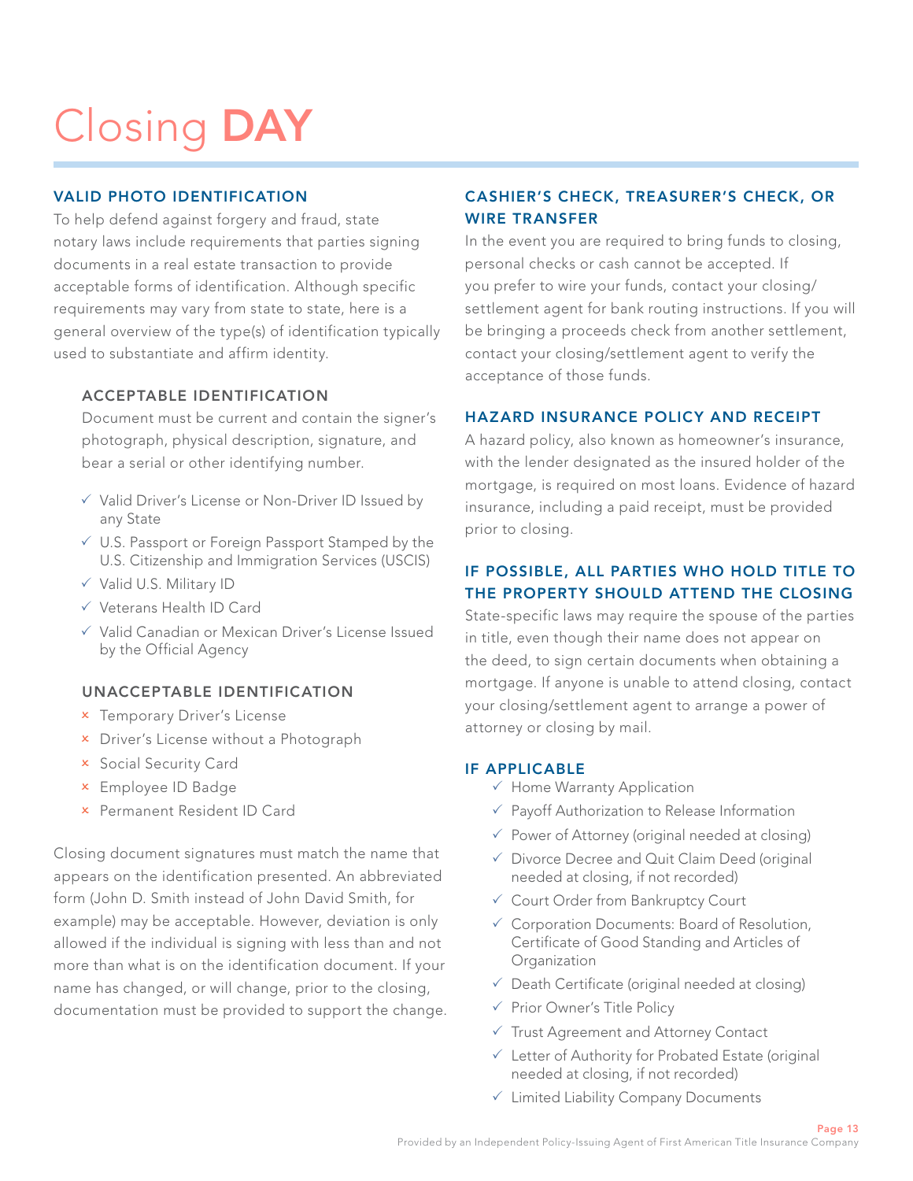# Closing **DAY**

## VALID PHOTO IDENTIFICATION

To help defend against forgery and fraud, state notary laws include requirements that parties signing documents in a real estate transaction to provide acceptable forms of identification. Although specific requirements may vary from state to state, here is a general overview of the type(s) of identification typically used to substantiate and affirm identity.

### ACCEPTABLE IDENTIFICATION

Document must be current and contain the signer's photograph, physical description, signature, and bear a serial or other identifying number.

- ✓ Valid Driver's License or Non-Driver ID Issued by any State
- ✓ U.S. Passport or Foreign Passport Stamped by the U.S. Citizenship and Immigration Services (USCIS)
- ✓ Valid U.S. Military ID
- ✓ Veterans Health ID Card
- ✓ Valid Canadian or Mexican Driver's License Issued by the Official Agency

### UNACCEPTABLE IDENTIFICATION

- × Temporary Driver's License
- × Driver's License without a Photograph
- × Social Security Card
- × Employee ID Badge
- × Permanent Resident ID Card

Closing document signatures must match the name that appears on the identification presented. An abbreviated form (John D. Smith instead of John David Smith, for example) may be acceptable. However, deviation is only allowed if the individual is signing with less than and not more than what is on the identification document. If your name has changed, or will change, prior to the closing, documentation must be provided to support the change.

## CASHIER'S CHECK, TREASURER'S CHECK, OR WIRE TRANSFER

In the event you are required to bring funds to closing, personal checks or cash cannot be accepted. If you prefer to wire your funds, contact your closing/settlement agent for bank routing instructions. If you will be bringing a proceeds check from another settlement, contact your closing/settlement agent to verify the acceptance of those funds.

## HAZARD INSURANCE POLICY AND RECEIPT

A hazard policy, also known as homeowner's insurance, with the lender designated as the insured holder of the mortgage, is required on most loans. Evidence of hazard insurance, including a paid receipt, must be provided prior to closing.

## IF POSSIBLE, ALL PARTIES WHO HOLD TITLE TO THE PROPERTY SHOULD ATTEND THE CLOSING

State-specific laws may require the spouse of the parties in title, even though their name does not appear on the deed, to sign certain documents when obtaining a mortgage. If anyone is unable to attend closing, contact your closing/settlement agent to arrange a power of attorney or closing by mail.

## IF APPLICABLE

- ✓ Home Warranty Application
- ✓ Payoff Authorization to Release Information
- ✓ Power of Attorney (original needed at closing)
- ✓ Divorce Decree and Quit Claim Deed (original needed at closing, if not recorded)
- ✓ Court Order from Bankruptcy Court
- ✓ Corporation Documents: Board of Resolution, Certificate of Good Standing and Articles of Organization
- ✓ Death Certificate (original needed at closing)
- ✓ Prior Owner's Title Policy
- ✓ Trust Agreement and Attorney Contact
- ✓ Letter of Authority for Probated Estate (original needed at closing, if not recorded)
- ✓ Limited Liability Company Documents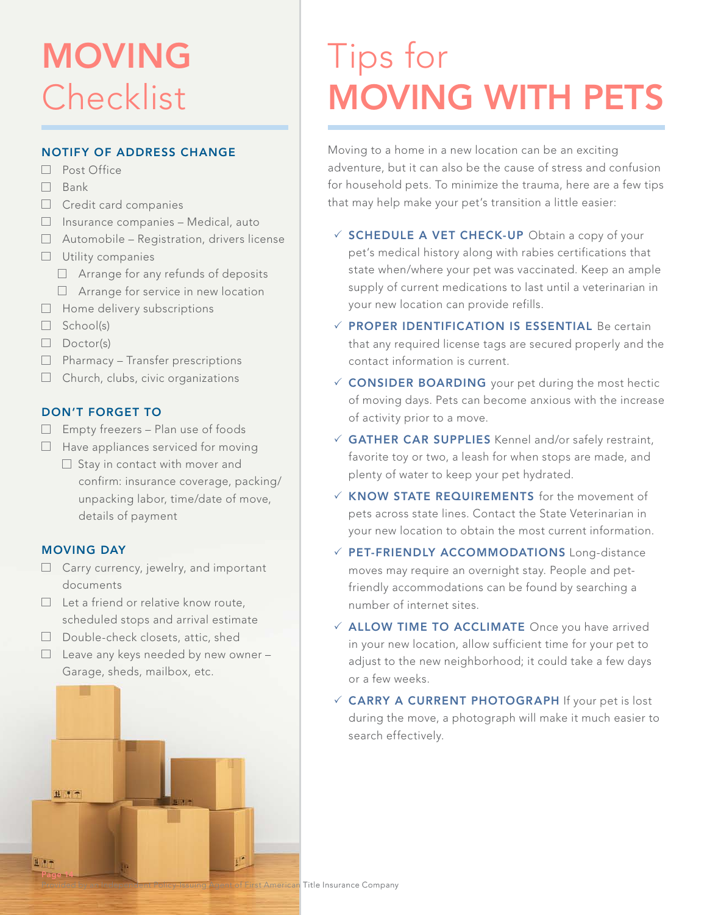# MOVING Checklist

### NOTIFY OF ADDRESS CHANGE

- ☐ Post Office
- ☐ Bank
- ☐ Credit card companies
- ☐ Insurance companies – Medical, auto
- ☐ Automobile – Registration, drivers license
- ☐ Utility companies
  - ☐ Arrange for any refunds of deposits
  - ☐ Arrange for service in new location
- ☐ Home delivery subscriptions
- ☐ School(s)
- ☐ Doctor(s)
- ☐ Pharmacy – Transfer prescriptions
- ☐ Church, clubs, civic organizations

### DON'T FORGET TO

- ☐ Empty freezers – Plan use of foods
- ☐ Have appliances serviced for moving
  - ☐ Stay in contact with mover and confirm: insurance coverage, packing/unpacking labor, time/date of move, details of payment

### MOVING DAY

- ☐ Carry currency, jewelry, and important documents
- ☐ Let a friend or relative know route, scheduled stops and arrival estimate
- ☐ Double-check closets, attic, shed
- ☐ Leave any keys needed by new owner – Garage, sheds, mailbox, etc.

# Tips for MOVING WITH PETS

Moving to a home in a new location can be an exciting adventure, but it can also be the cause of stress and confusion for household pets. To minimize the trauma, here are a few tips that may help make your pet's transition a little easier:

- ✓ **SCHEDULE A VET CHECK-UP** Obtain a copy of your pet's medical history along with rabies certifications that state when/where your pet was vaccinated. Keep an ample supply of current medications to last until a veterinarian in your new location can provide refills.
- ✓ **PROPER IDENTIFICATION IS ESSENTIAL** Be certain that any required license tags are secured properly and the contact information is current.
- ✓ **CONSIDER BOARDING** your pet during the most hectic of moving days. Pets can become anxious with the increase of activity prior to a move.
- ✓ **GATHER CAR SUPPLIES** Kennel and/or safely restraint, favorite toy or two, a leash for when stops are made, and plenty of water to keep your pet hydrated.
- ✓ **KNOW STATE REQUIREMENTS** for the movement of pets across state lines. Contact the State Veterinarian in your new location to obtain the most current information.
- ✓ **PET-FRIENDLY ACCOMMODATIONS** Long-distance moves may require an overnight stay. People and pet-friendly accommodations can be found by searching a number of internet sites.
- ✓ **ALLOW TIME TO ACCLIMATE** Once you have arrived in your new location, allow sufficient time for your pet to adjust to the new neighborhood; it could take a few days or a few weeks.
- ✓ **CARRY A CURRENT PHOTOGRAPH** If your pet is lost during the move, a photograph will make it much easier to search effectively.

Provided by an Independent Policy Issuing Agent of First American Title Insurance Company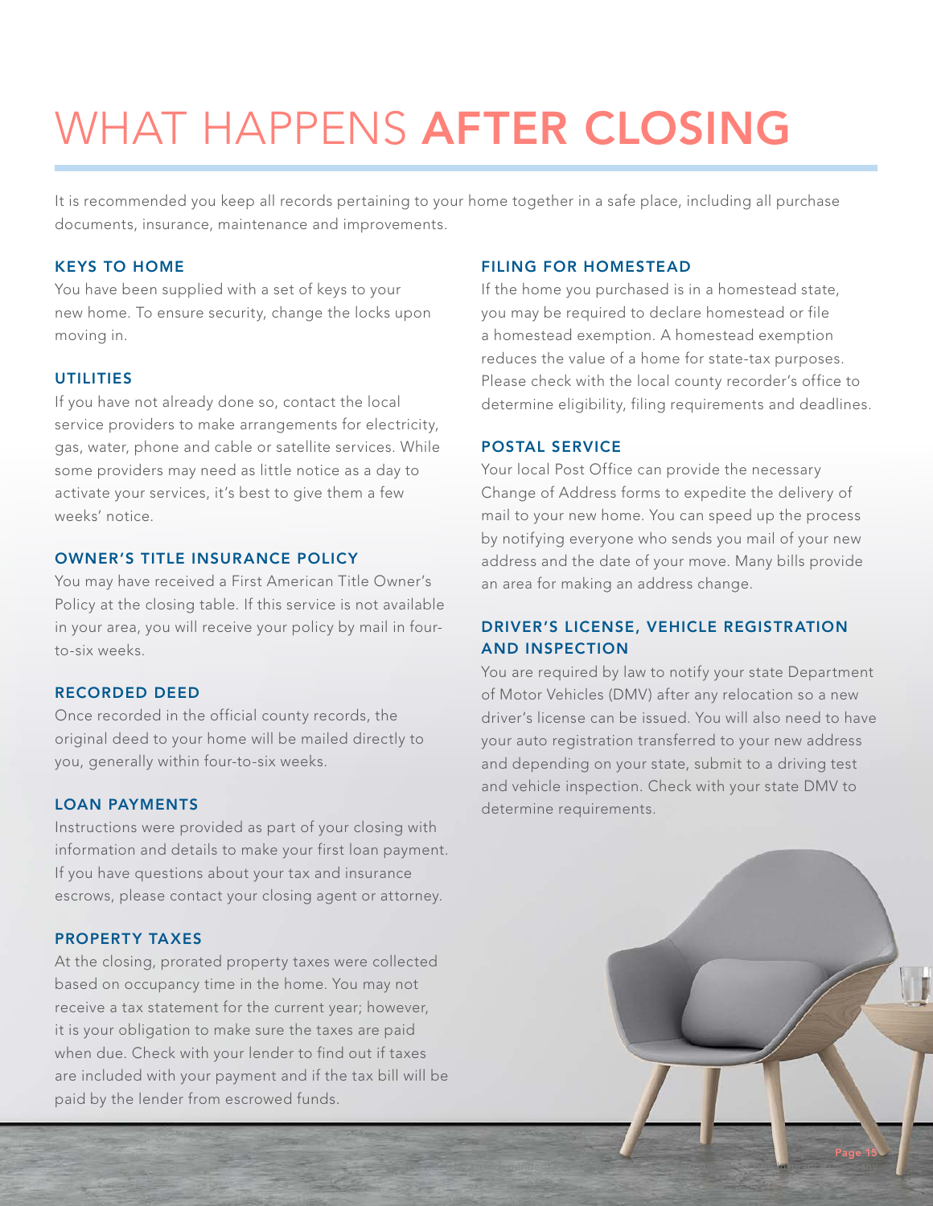# WHAT HAPPENS **AFTER CLOSING**

It is recommended you keep all records pertaining to your home together in a safe place, including all purchase documents, insurance, maintenance and improvements.

### KEYS TO HOME

You have been supplied with a set of keys to your new home. To ensure security, change the locks upon moving in.

### UTILITIES

If you have not already done so, contact the local service providers to make arrangements for electricity, gas, water, phone and cable or satellite services. While some providers may need as little notice as a day to activate your services, it's best to give them a few weeks' notice.

### OWNER'S TITLE INSURANCE POLICY

You may have received a First American Title Owner's Policy at the closing table. If this service is not available in your area, you will receive your policy by mail in four-to-six weeks.

### RECORDED DEED

Once recorded in the official county records, the original deed to your home will be mailed directly to you, generally within four-to-six weeks.

### LOAN PAYMENTS

Instructions were provided as part of your closing with information and details to make your first loan payment. If you have questions about your tax and insurance escrows, please contact your closing agent or attorney.

### PROPERTY TAXES

At the closing, prorated property taxes were collected based on occupancy time in the home. You may not receive a tax statement for the current year; however, it is your obligation to make sure the taxes are paid when due. Check with your lender to find out if taxes are included with your payment and if the tax bill will be paid by the lender from escrowed funds.

### FILING FOR HOMESTEAD

If the home you purchased is in a homestead state, you may be required to declare homestead or file a homestead exemption. A homestead exemption reduces the value of a home for state-tax purposes. Please check with the local county recorder's office to determine eligibility, filing requirements and deadlines.

### POSTAL SERVICE

Your local Post Office can provide the necessary Change of Address forms to expedite the delivery of mail to your new home. You can speed up the process by notifying everyone who sends you mail of your new address and the date of your move. Many bills provide an area for making an address change.

### DRIVER'S LICENSE, VEHICLE REGISTRATION AND INSPECTION

You are required by law to notify your state Department of Motor Vehicles (DMV) after any relocation so a new driver's license can be issued. You will also need to have your auto registration transferred to your new address and depending on your state, submit to a driving test and vehicle inspection. Check with your state DMV to determine requirements.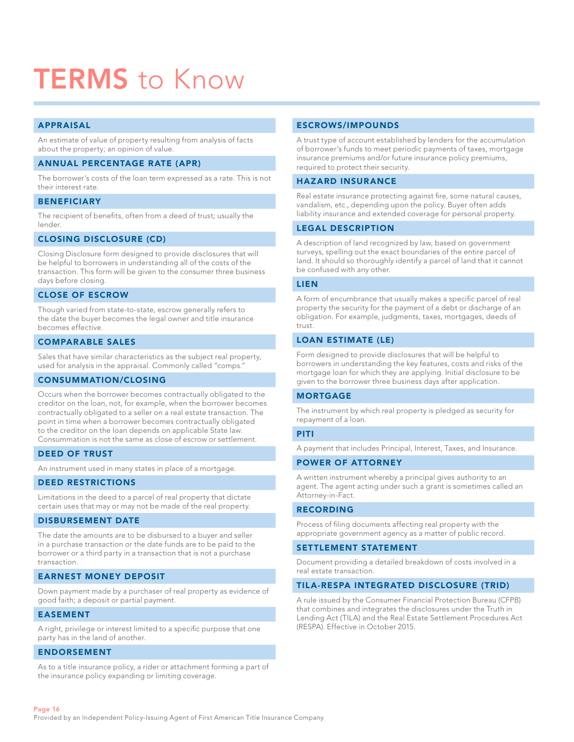# TERMS to Know

### APPRAISAL

An estimate of value of property resulting from analysis of facts about the property; an opinion of value.

### ANNUAL PERCENTAGE RATE (APR)

The borrower's costs of the loan term expressed as a rate. This is not their interest rate.

### BENEFICIARY

The recipient of benefits, often from a deed of trust; usually the lender.

### CLOSING DISCLOSURE (CD)

Closing Disclosure form designed to provide disclosures that will be helpful to borrowers in understanding all of the costs of the transaction. This form will be given to the consumer three business days before closing.

### CLOSE OF ESCROW

Though varied from state-to-state, escrow generally refers to the date the buyer becomes the legal owner and title insurance becomes effective.

### COMPARABLE SALES

Sales that have similar characteristics as the subject real property, used for analysis in the appraisal. Commonly called "comps."

### CONSUMMATION/CLOSING

Occurs when the borrower becomes contractually obligated to the creditor on the loan, not, for example, when the borrower becomes contractually obligated to a seller on a real estate transaction. The point in time when a borrower becomes contractually obligated to the creditor on the loan depends on applicable State law. Consummation is not the same as close of escrow or settlement.

### DEED OF TRUST

An instrument used in many states in place of a mortgage.

### DEED RESTRICTIONS

Limitations in the deed to a parcel of real property that dictate certain uses that may or may not be made of the real property.

### DISBURSEMENT DATE

The date the amounts are to be disbursed to a buyer and seller in a purchase transaction or the date funds are to be paid to the borrower or a third party in a transaction that is not a purchase transaction.

### EARNEST MONEY DEPOSIT

Down payment made by a purchaser of real property as evidence of good faith; a deposit or partial payment.

### EASEMENT

A right, privilege or interest limited to a specific purpose that one party has in the land of another.

### ENDORSEMENT

As to a title insurance policy, a rider or attachment forming a part of the insurance policy expanding or limiting coverage.

### ESCROWS/IMPOUNDS

A trust type of account established by lenders for the accumulation of borrower's funds to meet periodic payments of taxes, mortgage insurance premiums and/or future insurance policy premiums, required to protect their security.

### HAZARD INSURANCE

Real estate insurance protecting against fire, some natural causes, vandalism, etc., depending upon the policy. Buyer often adds liability insurance and extended coverage for personal property.

### LEGAL DESCRIPTION

A description of land recognized by law, based on government surveys, spelling out the exact boundaries of the entire parcel of land. It should so thoroughly identify a parcel of land that it cannot be confused with any other.

### LIEN

A form of encumbrance that usually makes a specific parcel of real property the security for the payment of a debt or discharge of an obligation. For example, judgments, taxes, mortgages, deeds of trust.

### LOAN ESTIMATE (LE)

Form designed to provide disclosures that will be helpful to borrowers in understanding the key features, costs and risks of the mortgage loan for which they are applying. Initial disclosure to be given to the borrower three business days after application.

### MORTGAGE

The instrument by which real property is pledged as security for repayment of a loan.

### PITI

A payment that includes Principal, Interest, Taxes, and Insurance.

### POWER OF ATTORNEY

A written instrument whereby a principal gives authority to an agent. The agent acting under such a grant is sometimes called an Attorney-in-Fact.

### RECORDING

Process of filing documents affecting real property with the appropriate government agency as a matter of public record.

### SETTLEMENT STATEMENT

Document providing a detailed breakdown of costs involved in a real estate transaction.

### TILA-RESPA INTEGRATED DISCLOSURE (TRID)

A rule issued by the Consumer Financial Protection Bureau (CFPB) that combines and integrates the disclosures under the Truth in Lending Act (TILA) and the Real Estate Settlement Procedures Act (RESPA). Effective in October 2015.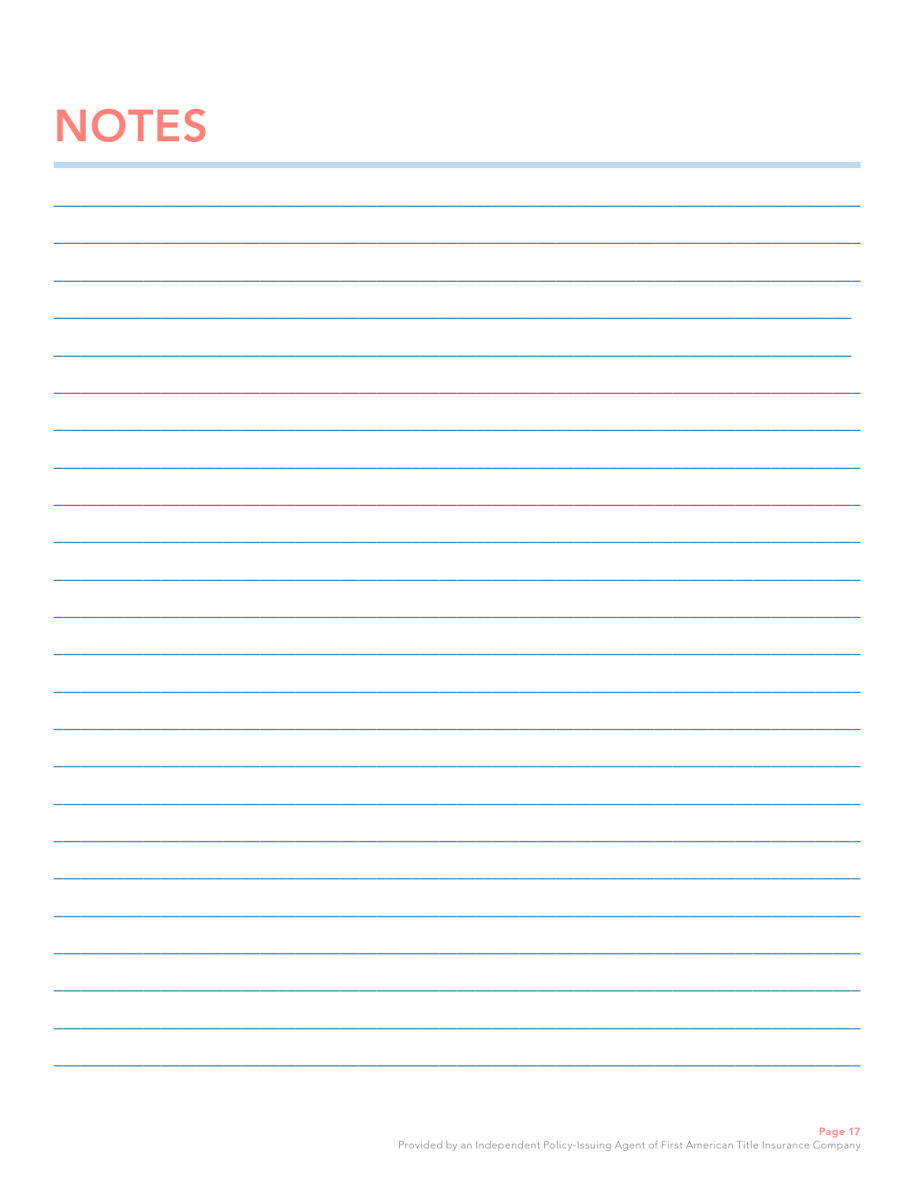# NOTES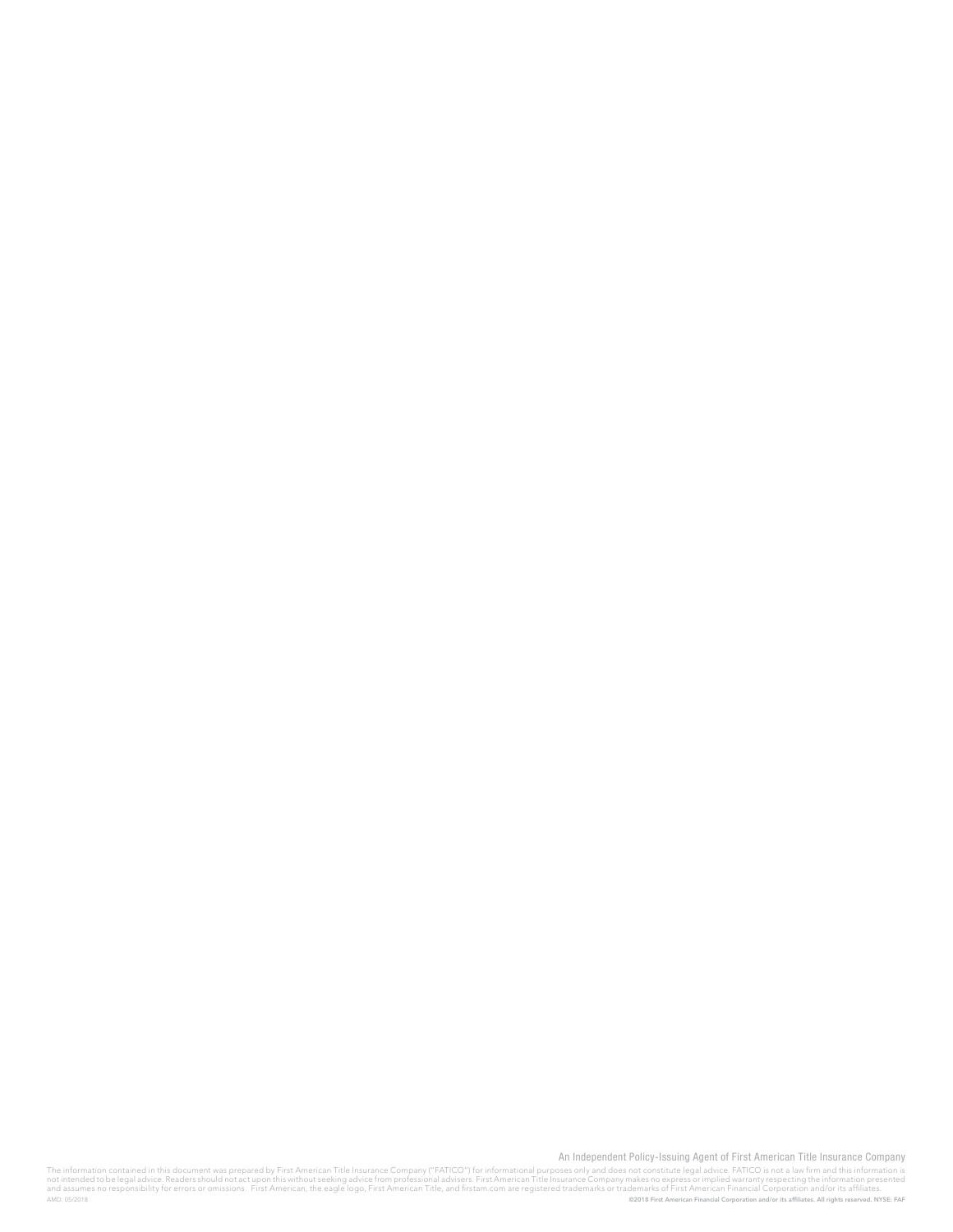An Independent Policy-Issuing Agent of First American Title Insurance Company

The information contained in this document was prepared by First American Title Insurance Company ("FATICO") for informational purposes only and does not constitute legal advice. FATICO is not a law firm and this information is not intended to be legal advice. Readers should not act upon this without seeking advice from professional advisers. First American Title Insurance Company makes no express or implied warranty respecting the information presented and assumes no responsibility for errors or omissions. First American, the eagle logo, First American Title, and firstam.com are registered trademarks or trademarks of First American Financial Corporation and/or its affiliates.

AMD: 05/2018

©2018 First American Financial Corporation and/or its affiliates. All rights reserved. NYSE: FAF